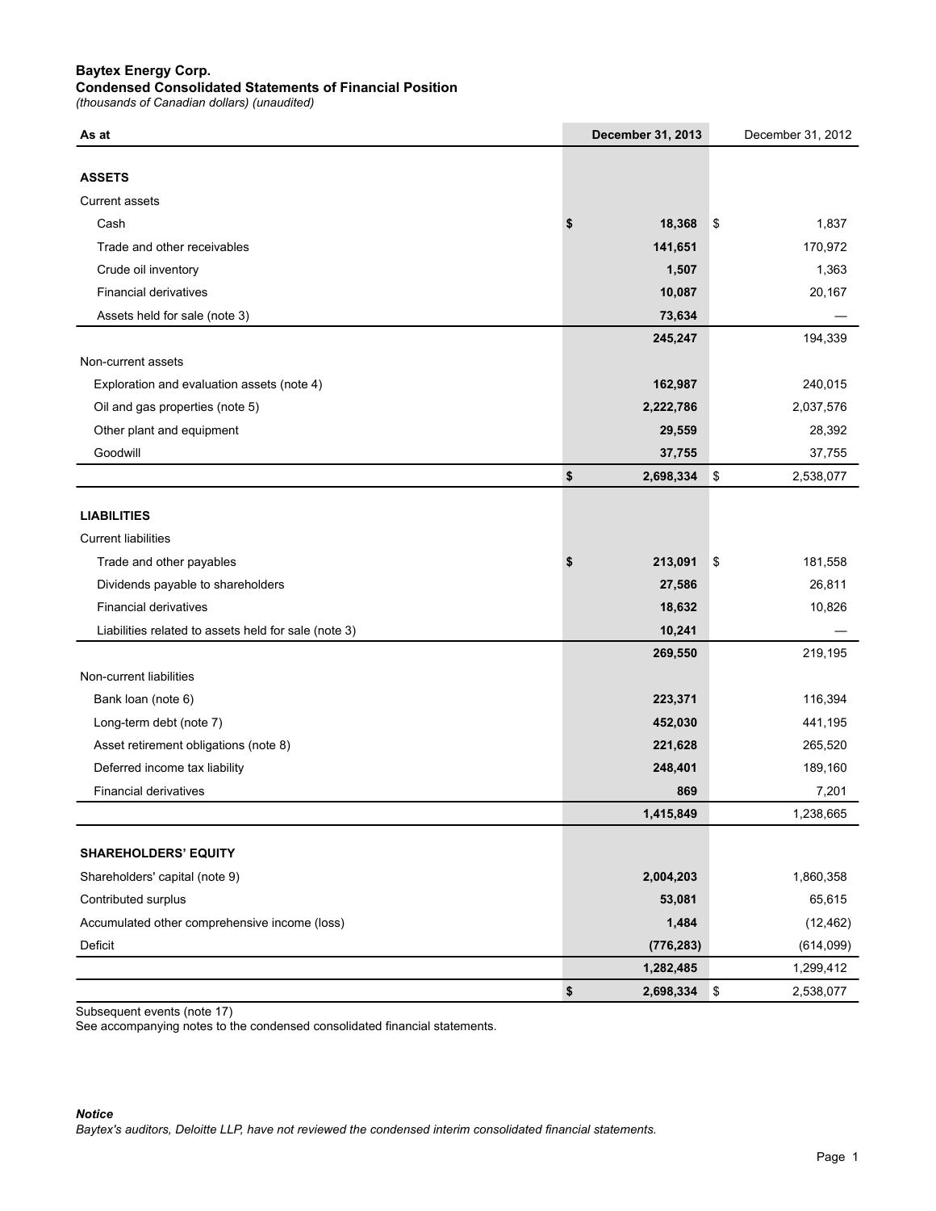**Baytex Energy Corp.**
**Condensed Consolidated Statements of Financial Position**
*(thousands of Canadian dollars) (unaudited)*

| As at | December 31, 2013 | December 31, 2012 |
|---|---|---|
| **ASSETS** | | |
| Current assets | | |
| Cash | **$ 18,368** | $ 1,837 |
| Trade and other receivables | **141,651** | 170,972 |
| Crude oil inventory | **1,507** | 1,363 |
| Financial derivatives | **10,087** | 20,167 |
| Assets held for sale (note 3) | **73,634** | — |
| | **245,247** | 194,339 |
| Non-current assets | | |
| Exploration and evaluation assets (note 4) | **162,987** | 240,015 |
| Oil and gas properties (note 5) | **2,222,786** | 2,037,576 |
| Other plant and equipment | **29,559** | 28,392 |
| Goodwill | **37,755** | 37,755 |
| | **$ 2,698,334** | $ 2,538,077 |
| **LIABILITIES** | | |
| Current liabilities | | |
| Trade and other payables | **$ 213,091** | $ 181,558 |
| Dividends payable to shareholders | **27,586** | 26,811 |
| Financial derivatives | **18,632** | 10,826 |
| Liabilities related to assets held for sale (note 3) | **10,241** | — |
| | **269,550** | 219,195 |
| Non-current liabilities | | |
| Bank loan (note 6) | **223,371** | 116,394 |
| Long-term debt (note 7) | **452,030** | 441,195 |
| Asset retirement obligations (note 8) | **221,628** | 265,520 |
| Deferred income tax liability | **248,401** | 189,160 |
| Financial derivatives | **869** | 7,201 |
| | **1,415,849** | 1,238,665 |
| **SHAREHOLDERS' EQUITY** | | |
| Shareholders' capital (note 9) | **2,004,203** | 1,860,358 |
| Contributed surplus | **53,081** | 65,615 |
| Accumulated other comprehensive income (loss) | **1,484** | (12,462) |
| Deficit | **(776,283)** | (614,099) |
| | **1,282,485** | 1,299,412 |
| | **$ 2,698,334** | $ 2,538,077 |

Subsequent events (note 17)
See accompanying notes to the condensed consolidated financial statements.

***Notice***
*Baytex's auditors, Deloitte LLP, have not reviewed the condensed interim consolidated financial statements.*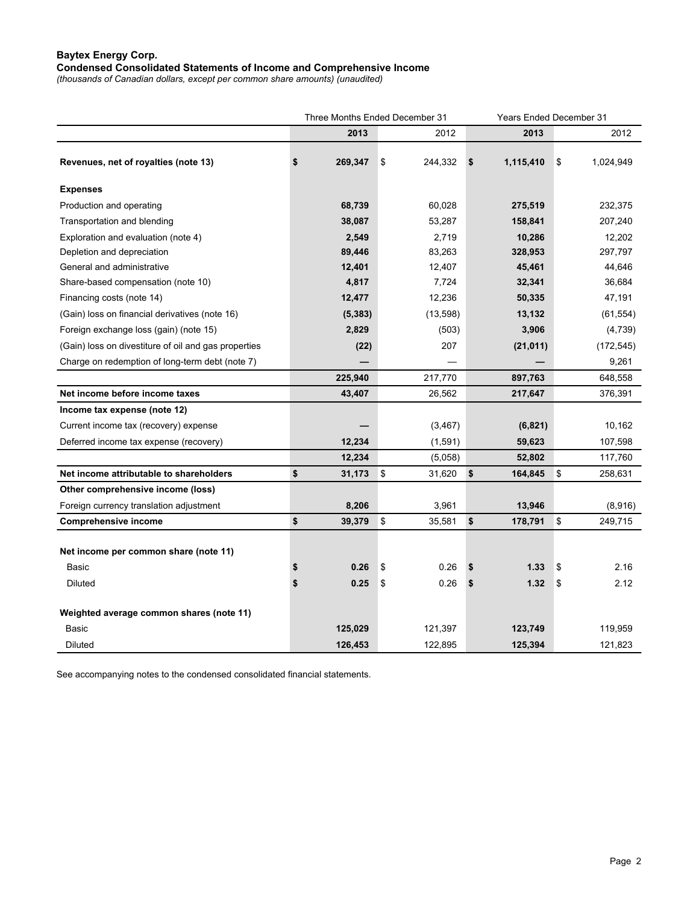**Baytex Energy Corp.**
**Condensed Consolidated Statements of Income and Comprehensive Income**
*(thousands of Canadian dollars, except per common share amounts) (unaudited)*

| | Three Months Ended December 31 | | Years Ended December 31 | |
|---|---|---|---|---|
| | **2013** | 2012 | **2013** | 2012 |
| **Revenues, net of royalties (note 13)** | **$ 269,347** | $ 244,332 | **$ 1,115,410** | $ 1,024,949 |
| **Expenses** | | | | |
| Production and operating | **68,739** | 60,028 | **275,519** | 232,375 |
| Transportation and blending | **38,087** | 53,287 | **158,841** | 207,240 |
| Exploration and evaluation (note 4) | **2,549** | 2,719 | **10,286** | 12,202 |
| Depletion and depreciation | **89,446** | 83,263 | **328,953** | 297,797 |
| General and administrative | **12,401** | 12,407 | **45,461** | 44,646 |
| Share-based compensation (note 10) | **4,817** | 7,724 | **32,341** | 36,684 |
| Financing costs (note 14) | **12,477** | 12,236 | **50,335** | 47,191 |
| (Gain) loss on financial derivatives (note 16) | **(5,383)** | (13,598) | **13,132** | (61,554) |
| Foreign exchange loss (gain) (note 15) | **2,829** | (503) | **3,906** | (4,739) |
| (Gain) loss on divestiture of oil and gas properties | **(22)** | 207 | **(21,011)** | (172,545) |
| Charge on redemption of long-term debt (note 7) | **—** | — | **—** | 9,261 |
| | **225,940** | 217,770 | **897,763** | 648,558 |
| **Net income before income taxes** | **43,407** | 26,562 | **217,647** | 376,391 |
| **Income tax expense (note 12)** | | | | |
| Current income tax (recovery) expense | **—** | (3,467) | **(6,821)** | 10,162 |
| Deferred income tax expense (recovery) | **12,234** | (1,591) | **59,623** | 107,598 |
| | **12,234** | (5,058) | **52,802** | 117,760 |
| **Net income attributable to shareholders** | **$ 31,173** | $ 31,620 | **$ 164,845** | $ 258,631 |
| **Other comprehensive income (loss)** | | | | |
| Foreign currency translation adjustment | **8,206** | 3,961 | **13,946** | (8,916) |
| **Comprehensive income** | **$ 39,379** | $ 35,581 | **$ 178,791** | $ 249,715 |
| **Net income per common share (note 11)** | | | | |
| Basic | **$ 0.26** | $ 0.26 | **$ 1.33** | $ 2.16 |
| Diluted | **$ 0.25** | $ 0.26 | **$ 1.32** | $ 2.12 |
| **Weighted average common shares (note 11)** | | | | |
| Basic | **125,029** | 121,397 | **123,749** | 119,959 |
| Diluted | **126,453** | 122,895 | **125,394** | 121,823 |

See accompanying notes to the condensed consolidated financial statements.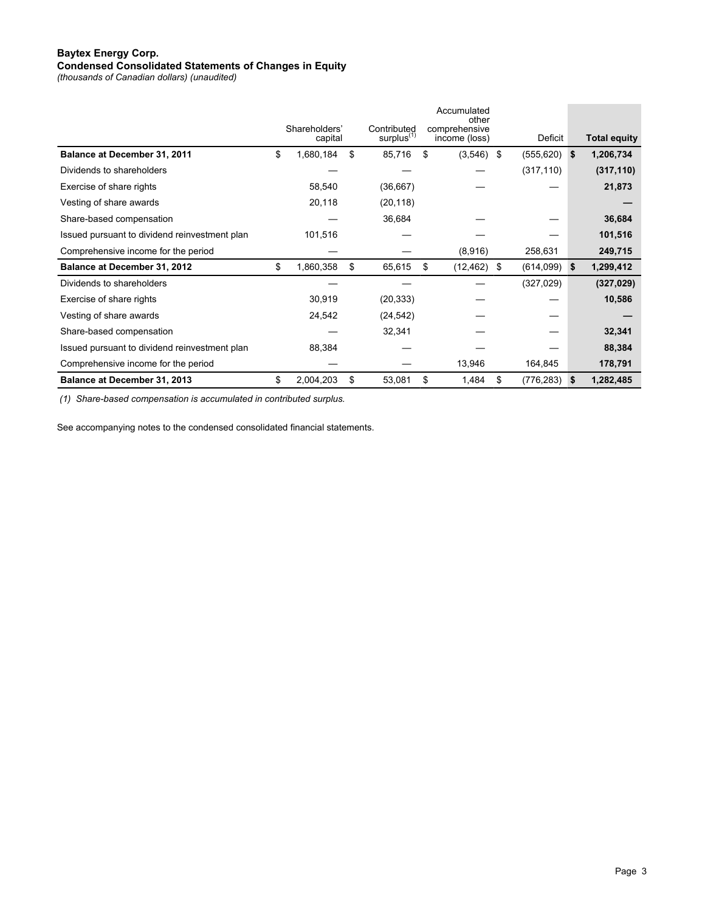**Baytex Energy Corp.**
**Condensed Consolidated Statements of Changes in Equity**
*(thousands of Canadian dollars) (unaudited)*

| | Shareholders' capital | Contributed surplus[(1)] | Accumulated other comprehensive income (loss) | Deficit | Total equity |
|---|---|---|---|---|---|
| **Balance at December 31, 2011** | $ 1,680,184 | $ 85,716 | $ (3,546) | $ (555,620) | **$ 1,206,734** |
| Dividends to shareholders | — | — | — | (317,110) | **(317,110)** |
| Exercise of share rights | 58,540 | (36,667) | — | — | **21,873** |
| Vesting of share awards | 20,118 | (20,118) | | | **—** |
| Share-based compensation | — | 36,684 | — | — | **36,684** |
| Issued pursuant to dividend reinvestment plan | 101,516 | — | — | — | **101,516** |
| Comprehensive income for the period | — | — | (8,916) | 258,631 | **249,715** |
| **Balance at December 31, 2012** | $ 1,860,358 | $ 65,615 | $ (12,462) | $ (614,099) | **$ 1,299,412** |
| Dividends to shareholders | — | — | — | (327,029) | **(327,029)** |
| Exercise of share rights | 30,919 | (20,333) | — | — | **10,586** |
| Vesting of share awards | 24,542 | (24,542) | — | — | **—** |
| Share-based compensation | — | 32,341 | — | — | **32,341** |
| Issued pursuant to dividend reinvestment plan | 88,384 | — | — | — | **88,384** |
| Comprehensive income for the period | — | — | 13,946 | 164,845 | **178,791** |
| **Balance at December 31, 2013** | $ 2,004,203 | $ 53,081 | $ 1,484 | $ (776,283) | **$ 1,282,485** |

*(1) Share-based compensation is accumulated in contributed surplus.*

See accompanying notes to the condensed consolidated financial statements.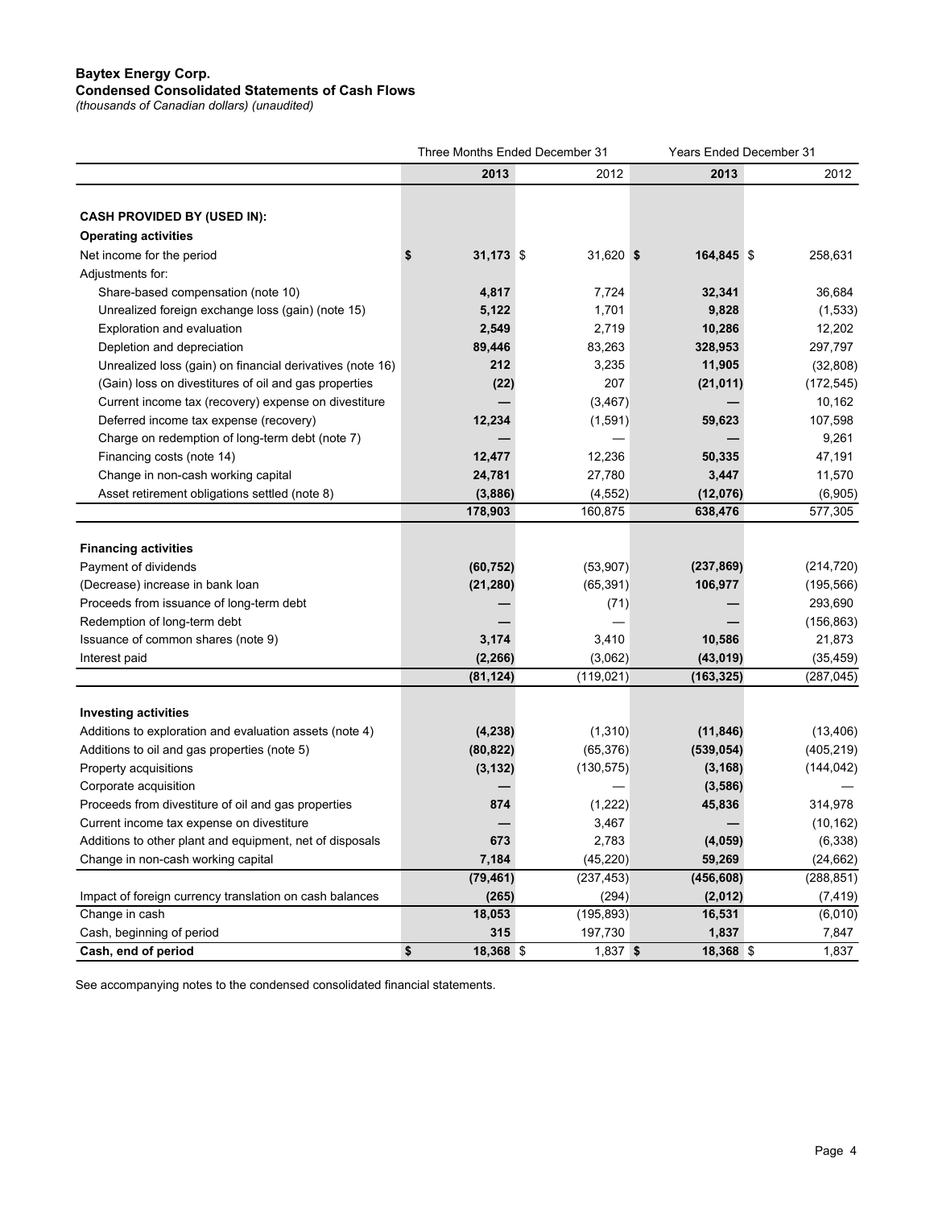**Baytex Energy Corp.**
**Condensed Consolidated Statements of Cash Flows**
*(thousands of Canadian dollars) (unaudited)*

| | Three Months Ended December 31 | | Years Ended December 31 | |
|---|---|---|---|---|
| | **2013** | 2012 | **2013** | 2012 |
| **CASH PROVIDED BY (USED IN):** | | | | |
| **Operating activities** | | | | |
| Net income for the period | **$ 31,173** | $ 31,620 | **$ 164,845** | $ 258,631 |
| Adjustments for: | | | | |
| Share-based compensation (note 10) | **4,817** | 7,724 | **32,341** | 36,684 |
| Unrealized foreign exchange loss (gain) (note 15) | **5,122** | 1,701 | **9,828** | (1,533) |
| Exploration and evaluation | **2,549** | 2,719 | **10,286** | 12,202 |
| Depletion and depreciation | **89,446** | 83,263 | **328,953** | 297,797 |
| Unrealized loss (gain) on financial derivatives (note 16) | **212** | 3,235 | **11,905** | (32,808) |
| (Gain) loss on divestitures of oil and gas properties | **(22)** | 207 | **(21,011)** | (172,545) |
| Current income tax (recovery) expense on divestiture | **—** | (3,467) | **—** | 10,162 |
| Deferred income tax expense (recovery) | **12,234** | (1,591) | **59,623** | 107,598 |
| Charge on redemption of long-term debt (note 7) | **—** | — | **—** | 9,261 |
| Financing costs (note 14) | **12,477** | 12,236 | **50,335** | 47,191 |
| Change in non-cash working capital | **24,781** | 27,780 | **3,447** | 11,570 |
| Asset retirement obligations settled (note 8) | **(3,886)** | (4,552) | **(12,076)** | (6,905) |
| | **178,903** | 160,875 | **638,476** | 577,305 |
| **Financing activities** | | | | |
| Payment of dividends | **(60,752)** | (53,907) | **(237,869)** | (214,720) |
| (Decrease) increase in bank loan | **(21,280)** | (65,391) | **106,977** | (195,566) |
| Proceeds from issuance of long-term debt | **—** | (71) | **—** | 293,690 |
| Redemption of long-term debt | **—** | — | **—** | (156,863) |
| Issuance of common shares (note 9) | **3,174** | 3,410 | **10,586** | 21,873 |
| Interest paid | **(2,266)** | (3,062) | **(43,019)** | (35,459) |
| | **(81,124)** | (119,021) | **(163,325)** | (287,045) |
| **Investing activities** | | | | |
| Additions to exploration and evaluation assets (note 4) | **(4,238)** | (1,310) | **(11,846)** | (13,406) |
| Additions to oil and gas properties (note 5) | **(80,822)** | (65,376) | **(539,054)** | (405,219) |
| Property acquisitions | **(3,132)** | (130,575) | **(3,168)** | (144,042) |
| Corporate acquisition | **—** | — | **(3,586)** | — |
| Proceeds from divestiture of oil and gas properties | **874** | (1,222) | **45,836** | 314,978 |
| Current income tax expense on divestiture | **—** | 3,467 | **—** | (10,162) |
| Additions to other plant and equipment, net of disposals | **673** | 2,783 | **(4,059)** | (6,338) |
| Change in non-cash working capital | **7,184** | (45,220) | **59,269** | (24,662) |
| | **(79,461)** | (237,453) | **(456,608)** | (288,851) |
| Impact of foreign currency translation on cash balances | **(265)** | (294) | **(2,012)** | (7,419) |
| Change in cash | **18,053** | (195,893) | **16,531** | (6,010) |
| Cash, beginning of period | **315** | 197,730 | **1,837** | 7,847 |
| **Cash, end of period** | **$ 18,368** | $ 1,837 | **$ 18,368** | $ 1,837 |

See accompanying notes to the condensed consolidated financial statements.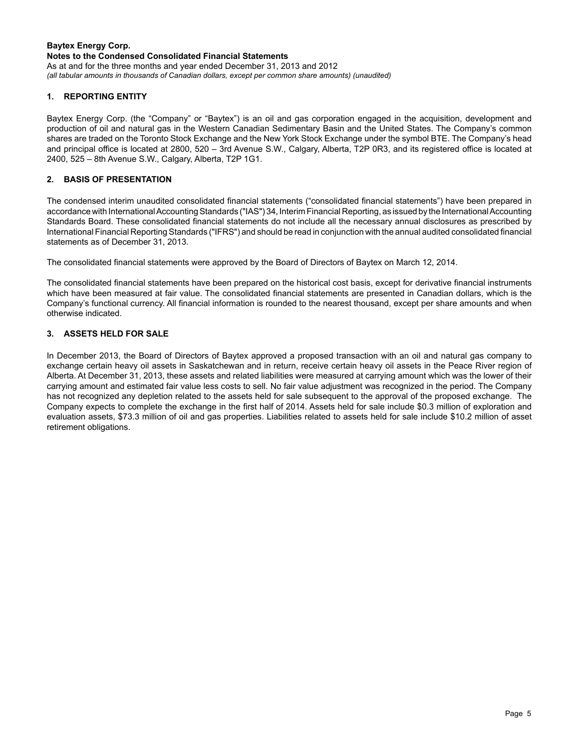**Baytex Energy Corp.**
**Notes to the Condensed Consolidated Financial Statements**
As at and for the three months and year ended December 31, 2013 and 2012
*(all tabular amounts in thousands of Canadian dollars, except per common share amounts) (unaudited)*

## 1. REPORTING ENTITY

Baytex Energy Corp. (the "Company" or "Baytex") is an oil and gas corporation engaged in the acquisition, development and production of oil and natural gas in the Western Canadian Sedimentary Basin and the United States. The Company's common shares are traded on the Toronto Stock Exchange and the New York Stock Exchange under the symbol BTE. The Company's head and principal office is located at 2800, 520 – 3rd Avenue S.W., Calgary, Alberta, T2P 0R3, and its registered office is located at 2400, 525 – 8th Avenue S.W., Calgary, Alberta, T2P 1G1.

## 2. BASIS OF PRESENTATION

The condensed interim unaudited consolidated financial statements ("consolidated financial statements") have been prepared in accordance with International Accounting Standards ("IAS") 34, Interim Financial Reporting, as issued by the International Accounting Standards Board. These consolidated financial statements do not include all the necessary annual disclosures as prescribed by International Financial Reporting Standards ("IFRS") and should be read in conjunction with the annual audited consolidated financial statements as of December 31, 2013.

The consolidated financial statements were approved by the Board of Directors of Baytex on March 12, 2014.

The consolidated financial statements have been prepared on the historical cost basis, except for derivative financial instruments which have been measured at fair value. The consolidated financial statements are presented in Canadian dollars, which is the Company's functional currency. All financial information is rounded to the nearest thousand, except per share amounts and when otherwise indicated.

## 3. ASSETS HELD FOR SALE

In December 2013, the Board of Directors of Baytex approved a proposed transaction with an oil and natural gas company to exchange certain heavy oil assets in Saskatchewan and in return, receive certain heavy oil assets in the Peace River region of Alberta. At December 31, 2013, these assets and related liabilities were measured at carrying amount which was the lower of their carrying amount and estimated fair value less costs to sell. No fair value adjustment was recognized in the period. The Company has not recognized any depletion related to the assets held for sale subsequent to the approval of the proposed exchange. The Company expects to complete the exchange in the first half of 2014. Assets held for sale include $0.3 million of exploration and evaluation assets, $73.3 million of oil and gas properties. Liabilities related to assets held for sale include $10.2 million of asset retirement obligations.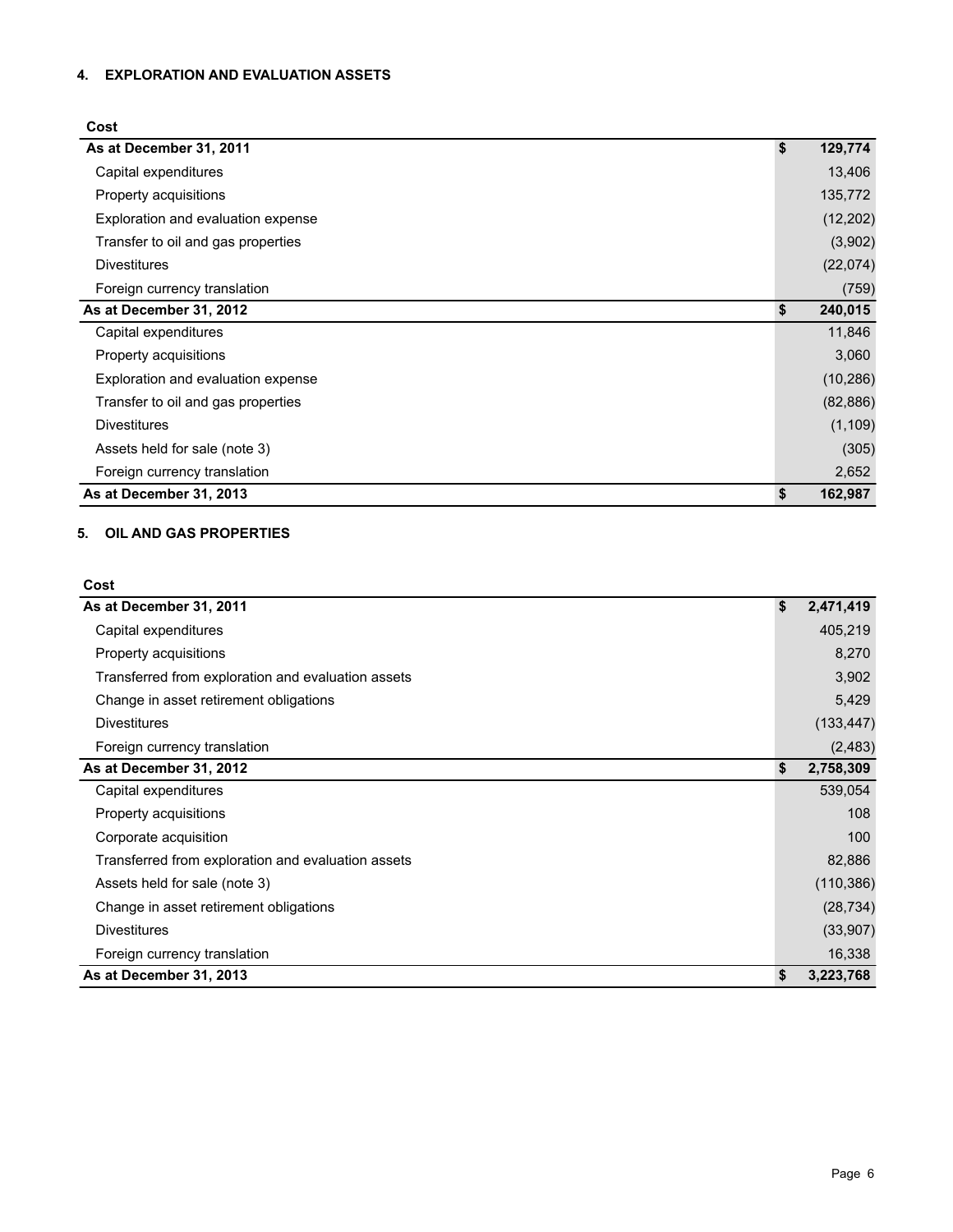### 4. EXPLORATION AND EVALUATION ASSETS

| Cost | |
|---|---|
| **As at December 31, 2011** | **$ 129,774** |
| Capital expenditures | 13,406 |
| Property acquisitions | 135,772 |
| Exploration and evaluation expense | (12,202) |
| Transfer to oil and gas properties | (3,902) |
| Divestitures | (22,074) |
| Foreign currency translation | (759) |
| **As at December 31, 2012** | **$ 240,015** |
| Capital expenditures | 11,846 |
| Property acquisitions | 3,060 |
| Exploration and evaluation expense | (10,286) |
| Transfer to oil and gas properties | (82,886) |
| Divestitures | (1,109) |
| Assets held for sale (note 3) | (305) |
| Foreign currency translation | 2,652 |
| **As at December 31, 2013** | **$ 162,987** |

### 5. OIL AND GAS PROPERTIES

| Cost | |
|---|---|
| **As at December 31, 2011** | **$ 2,471,419** |
| Capital expenditures | 405,219 |
| Property acquisitions | 8,270 |
| Transferred from exploration and evaluation assets | 3,902 |
| Change in asset retirement obligations | 5,429 |
| Divestitures | (133,447) |
| Foreign currency translation | (2,483) |
| **As at December 31, 2012** | **$ 2,758,309** |
| Capital expenditures | 539,054 |
| Property acquisitions | 108 |
| Corporate acquisition | 100 |
| Transferred from exploration and evaluation assets | 82,886 |
| Assets held for sale (note 3) | (110,386) |
| Change in asset retirement obligations | (28,734) |
| Divestitures | (33,907) |
| Foreign currency translation | 16,338 |
| **As at December 31, 2013** | **$ 3,223,768** |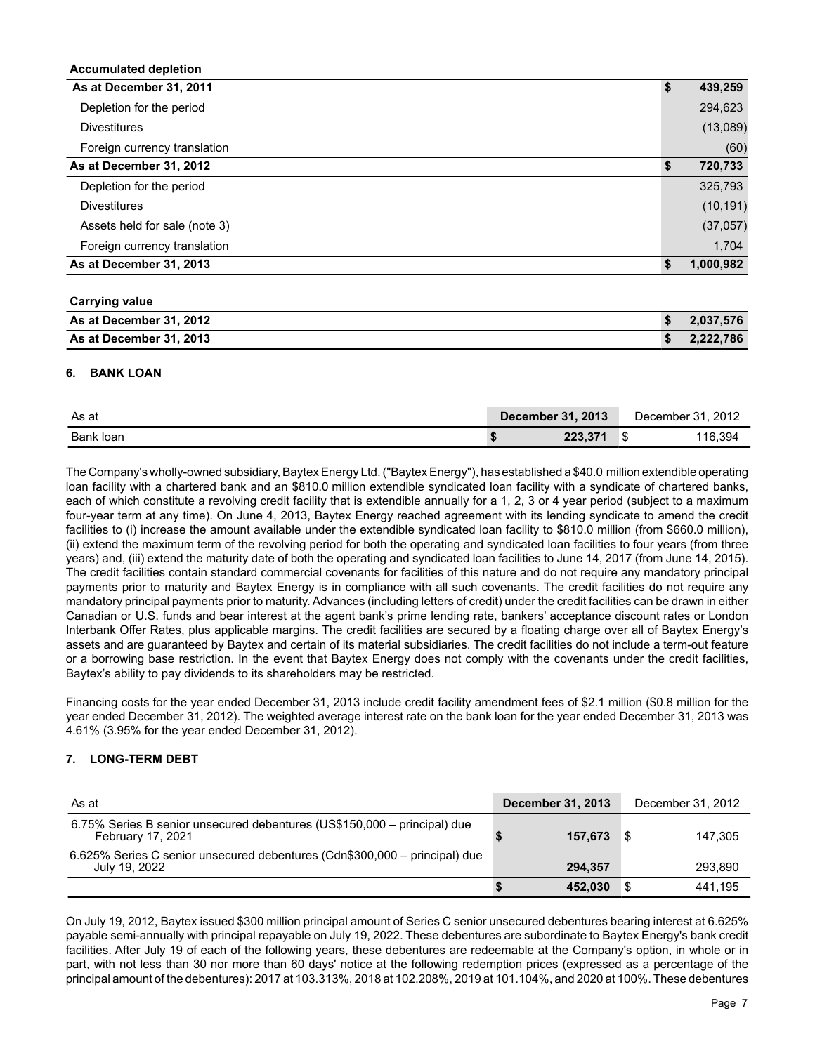**Accumulated depletion**

| | | |
|---|---|---|
| **As at December 31, 2011** | **$** | **439,259** |
| Depletion for the period | | 294,623 |
| Divestitures | | (13,089) |
| Foreign currency translation | | (60) |
| **As at December 31, 2012** | **$** | **720,733** |
| Depletion for the period | | 325,793 |
| Divestitures | | (10,191) |
| Assets held for sale (note 3) | | (37,057) |
| Foreign currency translation | | 1,704 |
| **As at December 31, 2013** | **$** | **1,000,982** |

**Carrying value**

| | | |
|---|---|---|
| **As at December 31, 2012** | **$** | **2,037,576** |
| **As at December 31, 2013** | **$** | **2,222,786** |

## 6. BANK LOAN

| As at | | **December 31, 2013** | | December 31, 2012 |
|---|---|---|---|---|
| Bank loan | **$** | **223,371** | $ | 116,394 |

The Company's wholly-owned subsidiary, Baytex Energy Ltd. ("Baytex Energy"), has established a $40.0 million extendible operating loan facility with a chartered bank and an $810.0 million extendible syndicated loan facility with a syndicate of chartered banks, each of which constitute a revolving credit facility that is extendible annually for a 1, 2, 3 or 4 year period (subject to a maximum four-year term at any time). On June 4, 2013, Baytex Energy reached agreement with its lending syndicate to amend the credit facilities to (i) increase the amount available under the extendible syndicated loan facility to $810.0 million (from $660.0 million), (ii) extend the maximum term of the revolving period for both the operating and syndicated loan facilities to four years (from three years) and, (iii) extend the maturity date of both the operating and syndicated loan facilities to June 14, 2017 (from June 14, 2015). The credit facilities contain standard commercial covenants for facilities of this nature and do not require any mandatory principal payments prior to maturity and Baytex Energy is in compliance with all such covenants. The credit facilities do not require any mandatory principal payments prior to maturity. Advances (including letters of credit) under the credit facilities can be drawn in either Canadian or U.S. funds and bear interest at the agent bank's prime lending rate, bankers' acceptance discount rates or London Interbank Offer Rates, plus applicable margins. The credit facilities are secured by a floating charge over all of Baytex Energy's assets and are guaranteed by Baytex and certain of its material subsidiaries. The credit facilities do not include a term-out feature or a borrowing base restriction. In the event that Baytex Energy does not comply with the covenants under the credit facilities, Baytex's ability to pay dividends to its shareholders may be restricted.

Financing costs for the year ended December 31, 2013 include credit facility amendment fees of $2.1 million ($0.8 million for the year ended December 31, 2012). The weighted average interest rate on the bank loan for the year ended December 31, 2013 was 4.61% (3.95% for the year ended December 31, 2012).

## 7. LONG-TERM DEBT

| As at | | **December 31, 2013** | | December 31, 2012 |
|---|---|---|---|---|
| 6.75% Series B senior unsecured debentures (US$150,000 – principal) due February 17, 2021 | **$** | **157,673** | $ | 147,305 |
| 6.625% Series C senior unsecured debentures (Cdn$300,000 – principal) due July 19, 2022 | | **294,357** | | 293,890 |
| | **$** | **452,030** | $ | 441,195 |

On July 19, 2012, Baytex issued $300 million principal amount of Series C senior unsecured debentures bearing interest at 6.625% payable semi-annually with principal repayable on July 19, 2022. These debentures are subordinate to Baytex Energy's bank credit facilities. After July 19 of each of the following years, these debentures are redeemable at the Company's option, in whole or in part, with not less than 30 nor more than 60 days' notice at the following redemption prices (expressed as a percentage of the principal amount of the debentures): 2017 at 103.313%, 2018 at 102.208%, 2019 at 101.104%, and 2020 at 100%. These debentures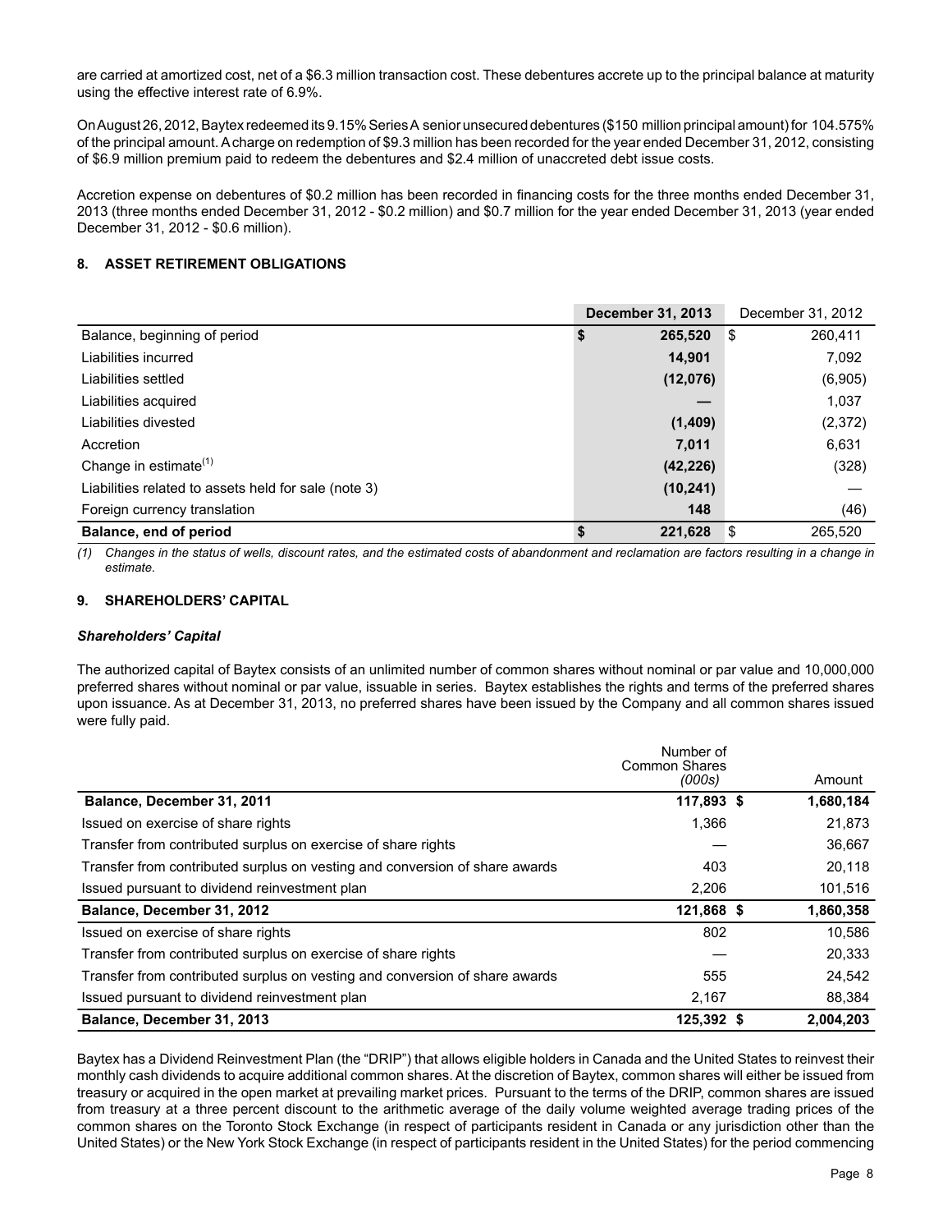are carried at amortized cost, net of a $6.3 million transaction cost. These debentures accrete up to the principal balance at maturity using the effective interest rate of 6.9%.

On August 26, 2012, Baytex redeemed its 9.15% Series A senior unsecured debentures ($150 million principal amount) for 104.575% of the principal amount. A charge on redemption of $9.3 million has been recorded for the year ended December 31, 2012, consisting of $6.9 million premium paid to redeem the debentures and $2.4 million of unaccreted debt issue costs.

Accretion expense on debentures of $0.2 million has been recorded in financing costs for the three months ended December 31, 2013 (three months ended December 31, 2012 - $0.2 million) and $0.7 million for the year ended December 31, 2013 (year ended December 31, 2012 - $0.6 million).

## 8. ASSET RETIREMENT OBLIGATIONS

| | **December 31, 2013** | December 31, 2012 |
|---|---|---|
| Balance, beginning of period | **$ 265,520** | $ 260,411 |
| Liabilities incurred | **14,901** | 7,092 |
| Liabilities settled | **(12,076)** | (6,905) |
| Liabilities acquired | **—** | 1,037 |
| Liabilities divested | **(1,409)** | (2,372) |
| Accretion | **7,011** | 6,631 |
| Change in estimate[(1)] | **(42,226)** | (328) |
| Liabilities related to assets held for sale (note 3) | **(10,241)** | — |
| Foreign currency translation | **148** | (46) |
| **Balance, end of period** | **$ 221,628** | $ 265,520 |

*(1) Changes in the status of wells, discount rates, and the estimated costs of abandonment and reclamation are factors resulting in a change in estimate.*

## 9. SHAREHOLDERS' CAPITAL

### *Shareholders' Capital*

The authorized capital of Baytex consists of an unlimited number of common shares without nominal or par value and 10,000,000 preferred shares without nominal or par value, issuable in series. Baytex establishes the rights and terms of the preferred shares upon issuance. As at December 31, 2013, no preferred shares have been issued by the Company and all common shares issued were fully paid.

| | Number of Common Shares *(000s)* | Amount |
|---|---|---|
| **Balance, December 31, 2011** | **117,893** | **$ 1,680,184** |
| Issued on exercise of share rights | 1,366 | 21,873 |
| Transfer from contributed surplus on exercise of share rights | — | 36,667 |
| Transfer from contributed surplus on vesting and conversion of share awards | 403 | 20,118 |
| Issued pursuant to dividend reinvestment plan | 2,206 | 101,516 |
| **Balance, December 31, 2012** | **121,868** | **$ 1,860,358** |
| Issued on exercise of share rights | 802 | 10,586 |
| Transfer from contributed surplus on exercise of share rights | — | 20,333 |
| Transfer from contributed surplus on vesting and conversion of share awards | 555 | 24,542 |
| Issued pursuant to dividend reinvestment plan | 2,167 | 88,384 |
| **Balance, December 31, 2013** | **125,392** | **$ 2,004,203** |

Baytex has a Dividend Reinvestment Plan (the "DRIP") that allows eligible holders in Canada and the United States to reinvest their monthly cash dividends to acquire additional common shares. At the discretion of Baytex, common shares will either be issued from treasury or acquired in the open market at prevailing market prices. Pursuant to the terms of the DRIP, common shares are issued from treasury at a three percent discount to the arithmetic average of the daily volume weighted average trading prices of the common shares on the Toronto Stock Exchange (in respect of participants resident in Canada or any jurisdiction other than the United States) or the New York Stock Exchange (in respect of participants resident in the United States) for the period commencing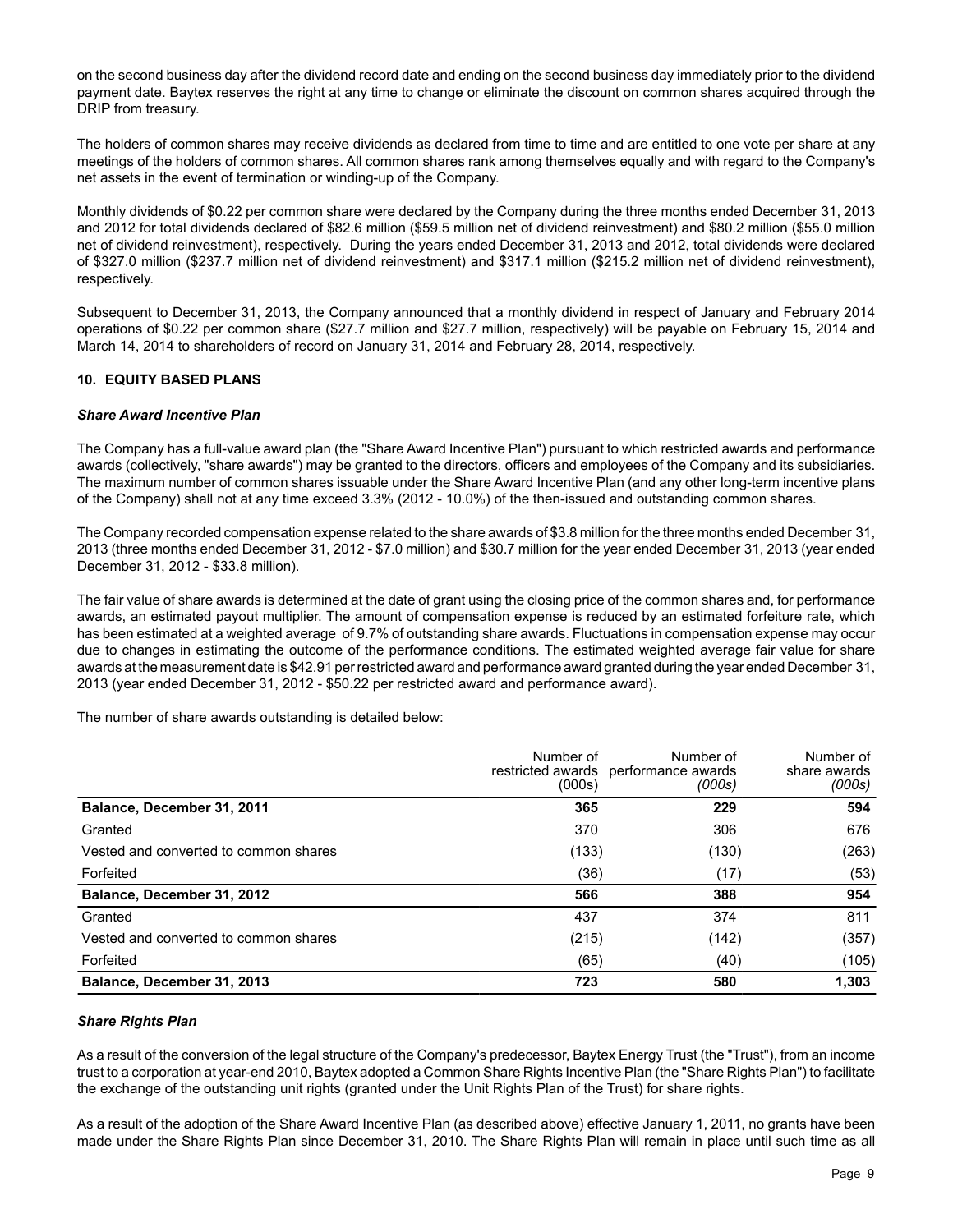on the second business day after the dividend record date and ending on the second business day immediately prior to the dividend payment date. Baytex reserves the right at any time to change or eliminate the discount on common shares acquired through the DRIP from treasury.

The holders of common shares may receive dividends as declared from time to time and are entitled to one vote per share at any meetings of the holders of common shares. All common shares rank among themselves equally and with regard to the Company's net assets in the event of termination or winding-up of the Company.

Monthly dividends of $0.22 per common share were declared by the Company during the three months ended December 31, 2013 and 2012 for total dividends declared of $82.6 million ($59.5 million net of dividend reinvestment) and $80.2 million ($55.0 million net of dividend reinvestment), respectively. During the years ended December 31, 2013 and 2012, total dividends were declared of $327.0 million ($237.7 million net of dividend reinvestment) and $317.1 million ($215.2 million net of dividend reinvestment), respectively.

Subsequent to December 31, 2013, the Company announced that a monthly dividend in respect of January and February 2014 operations of $0.22 per common share ($27.7 million and $27.7 million, respectively) will be payable on February 15, 2014 and March 14, 2014 to shareholders of record on January 31, 2014 and February 28, 2014, respectively.

## 10. EQUITY BASED PLANS

### *Share Award Incentive Plan*

The Company has a full-value award plan (the "Share Award Incentive Plan") pursuant to which restricted awards and performance awards (collectively, "share awards") may be granted to the directors, officers and employees of the Company and its subsidiaries. The maximum number of common shares issuable under the Share Award Incentive Plan (and any other long-term incentive plans of the Company) shall not at any time exceed 3.3% (2012 - 10.0%) of the then-issued and outstanding common shares.

The Company recorded compensation expense related to the share awards of $3.8 million for the three months ended December 31, 2013 (three months ended December 31, 2012 - $7.0 million) and $30.7 million for the year ended December 31, 2013 (year ended December 31, 2012 - $33.8 million).

The fair value of share awards is determined at the date of grant using the closing price of the common shares and, for performance awards, an estimated payout multiplier. The amount of compensation expense is reduced by an estimated forfeiture rate, which has been estimated at a weighted average of 9.7% of outstanding share awards. Fluctuations in compensation expense may occur due to changes in estimating the outcome of the performance conditions. The estimated weighted average fair value for share awards at the measurement date is $42.91 per restricted award and performance award granted during the year ended December 31, 2013 (year ended December 31, 2012 - $50.22 per restricted award and performance award).

The number of share awards outstanding is detailed below:

| | Number of restricted awards (000s) | Number of performance awards *(000s)* | Number of share awards *(000s)* |
|---|---|---|---|
| **Balance, December 31, 2011** | **365** | **229** | **594** |
| Granted | 370 | 306 | 676 |
| Vested and converted to common shares | (133) | (130) | (263) |
| Forfeited | (36) | (17) | (53) |
| **Balance, December 31, 2012** | **566** | **388** | **954** |
| Granted | 437 | 374 | 811 |
| Vested and converted to common shares | (215) | (142) | (357) |
| Forfeited | (65) | (40) | (105) |
| **Balance, December 31, 2013** | **723** | **580** | **1,303** |

### *Share Rights Plan*

As a result of the conversion of the legal structure of the Company's predecessor, Baytex Energy Trust (the "Trust"), from an income trust to a corporation at year-end 2010, Baytex adopted a Common Share Rights Incentive Plan (the "Share Rights Plan") to facilitate the exchange of the outstanding unit rights (granted under the Unit Rights Plan of the Trust) for share rights.

As a result of the adoption of the Share Award Incentive Plan (as described above) effective January 1, 2011, no grants have been made under the Share Rights Plan since December 31, 2010. The Share Rights Plan will remain in place until such time as all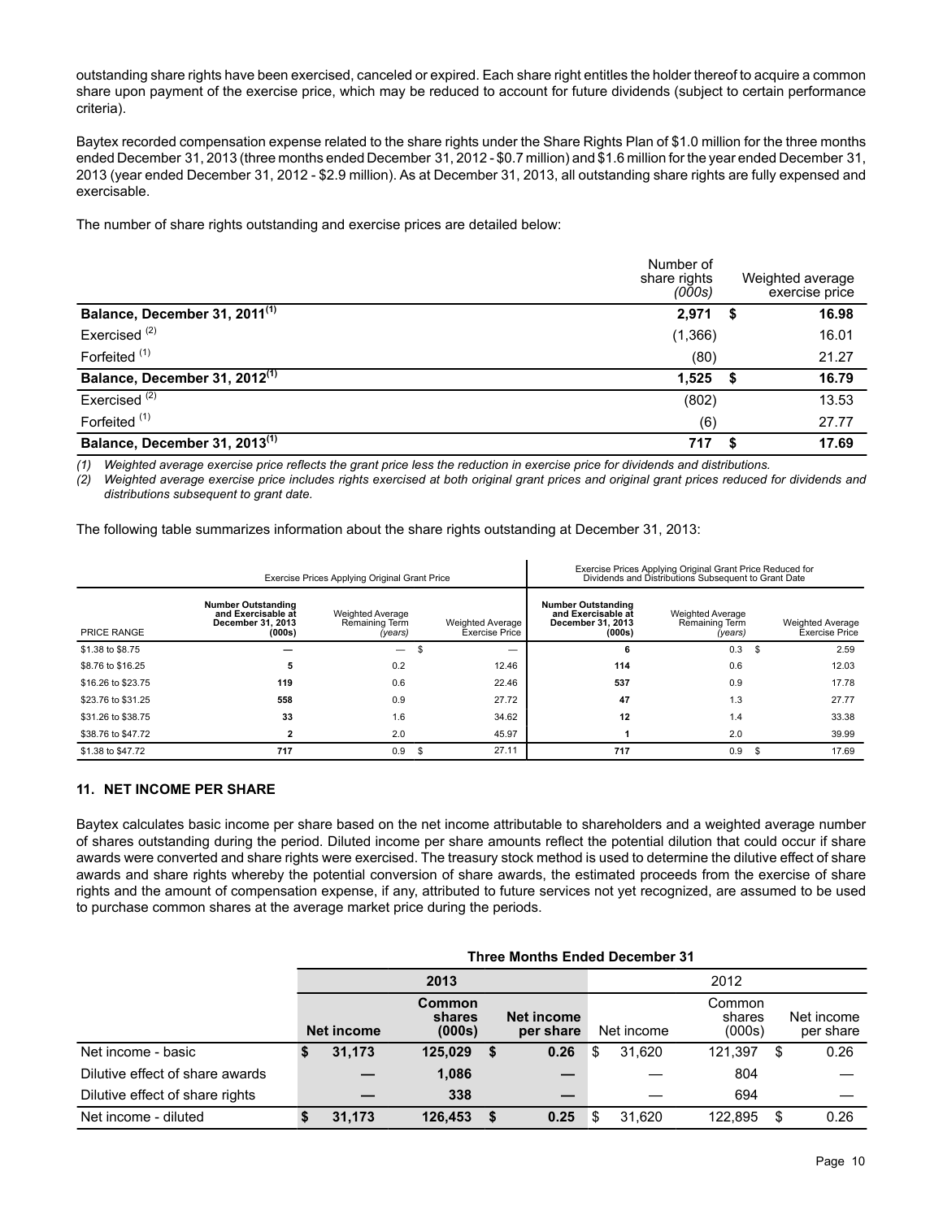outstanding share rights have been exercised, canceled or expired. Each share right entitles the holder thereof to acquire a common share upon payment of the exercise price, which may be reduced to account for future dividends (subject to certain performance criteria).

Baytex recorded compensation expense related to the share rights under the Share Rights Plan of $1.0 million for the three months ended December 31, 2013 (three months ended December 31, 2012 - $0.7 million) and $1.6 million for the year ended December 31, 2013 (year ended December 31, 2012 - $2.9 million). As at December 31, 2013, all outstanding share rights are fully expensed and exercisable.

The number of share rights outstanding and exercise prices are detailed below:

| | Number of share rights *(000s)* | Weighted average exercise price |
|---|---|---|
| **Balance, December 31, 2011[(1)]** | **2,971** | **$ 16.98** |
| Exercised [(2)] | (1,366) | 16.01 |
| Forfeited [(1)] | (80) | 21.27 |
| **Balance, December 31, 2012[(1)]** | **1,525** | **$ 16.79** |
| Exercised [(2)] | (802) | 13.53 |
| Forfeited [(1)] | (6) | 27.77 |
| **Balance, December 31, 2013[(1)]** | **717** | **$ 17.69** |

*(1) Weighted average exercise price reflects the grant price less the reduction in exercise price for dividends and distributions.*

*(2) Weighted average exercise price includes rights exercised at both original grant prices and original grant prices reduced for dividends and distributions subsequent to grant date.*

The following table summarizes information about the share rights outstanding at December 31, 2013:

| | Exercise Prices Applying Original Grant Price | | | Exercise Prices Applying Original Grant Price Reduced for Dividends and Distributions Subsequent to Grant Date | | |
|---|---|---|---|---|---|---|
| PRICE RANGE | **Number Outstanding and Exercisable at December 31, 2013 (000s)** | Weighted Average Remaining Term *(years)* | Weighted Average Exercise Price | **Number Outstanding and Exercisable at December 31, 2013 (000s)** | Weighted Average Remaining Term *(years)* | Weighted Average Exercise Price |
| $1.38 to $8.75 | **—** | — | $ — | **6** | 0.3 | $ 2.59 |
| $8.76 to $16.25 | **5** | 0.2 | 12.46 | **114** | 0.6 | 12.03 |
| $16.26 to $23.75 | **119** | 0.6 | 22.46 | **537** | 0.9 | 17.78 |
| $23.76 to $31.25 | **558** | 0.9 | 27.72 | **47** | 1.3 | 27.77 |
| $31.26 to $38.75 | **33** | 1.6 | 34.62 | **12** | 1.4 | 33.38 |
| $38.76 to $47.72 | **2** | 2.0 | 45.97 | **1** | 2.0 | 39.99 |
| $1.38 to $47.72 | **717** | 0.9 | $ 27.11 | **717** | 0.9 | $ 17.69 |

## 11. NET INCOME PER SHARE

Baytex calculates basic income per share based on the net income attributable to shareholders and a weighted average number of shares outstanding during the period. Diluted income per share amounts reflect the potential dilution that could occur if share awards were converted and share rights were exercised. The treasury stock method is used to determine the dilutive effect of share awards and share rights whereby the potential conversion of share awards, the estimated proceeds from the exercise of share rights and the amount of compensation expense, if any, attributed to future services not yet recognized, are assumed to be used to purchase common shares at the average market price during the periods.

| | **Three Months Ended December 31** | | | | | |
|---|---|---|---|---|---|---|
| | **2013** | | | 2012 | | |
| | **Net income** | **Common shares (000s)** | **Net income per share** | Net income | Common shares (000s) | Net income per share |
| Net income - basic | **$ 31,173** | **125,029** | **$ 0.26** | $ 31,620 | 121,397 | $ 0.26 |
| Dilutive effect of share awards | **—** | **1,086** | **—** | — | 804 | — |
| Dilutive effect of share rights | **—** | **338** | **—** | — | 694 | — |
| Net income - diluted | **$ 31,173** | **126,453** | **$ 0.25** | $ 31,620 | 122,895 | $ 0.26 |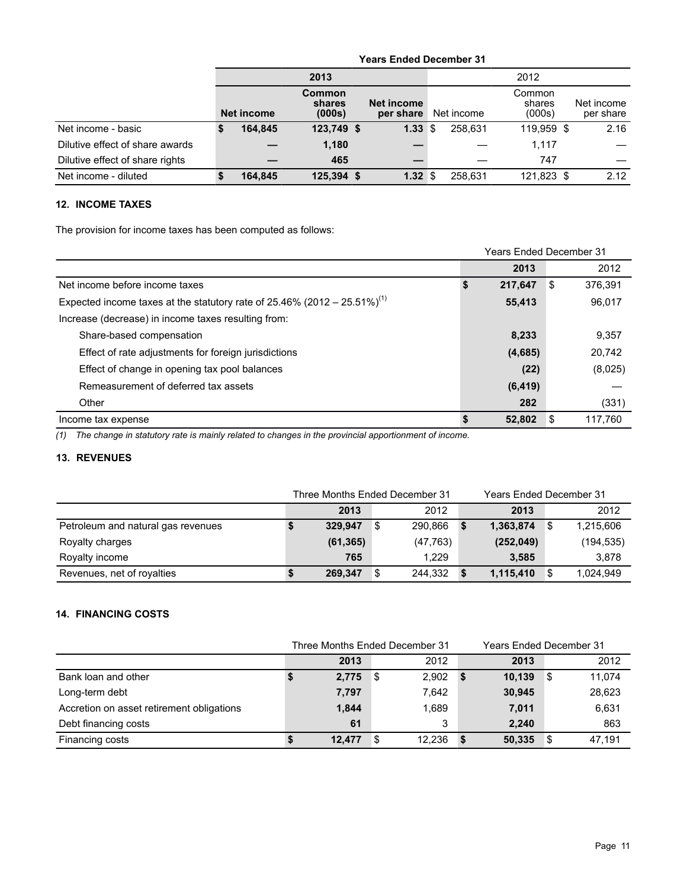| | Years Ended December 31 | | | | | |
|---|---|---|---|---|---|---|
| | 2013 | | | 2012 | | |
| | **Net income** | **Common shares (000s)** | **Net income per share** | Net income | Common shares (000s) | Net income per share |
| Net income - basic | **$ 164,845** | **123,749** | **$ 1.33** | $ 258,631 | 119,959 | $ 2.16 |
| Dilutive effect of share awards | **—** | **1,180** | **—** | — | 1,117 | — |
| Dilutive effect of share rights | **—** | **465** | **—** | — | 747 | — |
| Net income - diluted | **$ 164,845** | **125,394** | **$ 1.32** | $ 258,631 | 121,823 | $ 2.12 |

## 12. INCOME TAXES

The provision for income taxes has been computed as follows:

| | Years Ended December 31 | |
|---|---|---|
| | **2013** | 2012 |
| Net income before income taxes | **$ 217,647** | $ 376,391 |
| Expected income taxes at the statutory rate of 25.46% (2012 – 25.51%)[1] | **55,413** | 96,017 |
| Increase (decrease) in income taxes resulting from: | | |
| Share-based compensation | **8,233** | 9,357 |
| Effect of rate adjustments for foreign jurisdictions | **(4,685)** | 20,742 |
| Effect of change in opening tax pool balances | **(22)** | (8,025) |
| Remeasurement of deferred tax assets | **(6,419)** | — |
| Other | **282** | (331) |
| Income tax expense | **$ 52,802** | $ 117,760 |

*(1) The change in statutory rate is mainly related to changes in the provincial apportionment of income.*

## 13. REVENUES

| | Three Months Ended December 31 | | Years Ended December 31 | |
|---|---|---|---|---|
| | **2013** | 2012 | **2013** | 2012 |
| Petroleum and natural gas revenues | **$ 329,947** | $ 290,866 | **$ 1,363,874** | $ 1,215,606 |
| Royalty charges | **(61,365)** | (47,763) | **(252,049)** | (194,535) |
| Royalty income | **765** | 1,229 | **3,585** | 3,878 |
| Revenues, net of royalties | **$ 269,347** | $ 244,332 | **$ 1,115,410** | $ 1,024,949 |

## 14. FINANCING COSTS

| | Three Months Ended December 31 | | Years Ended December 31 | |
|---|---|---|---|---|
| | **2013** | 2012 | **2013** | 2012 |
| Bank loan and other | **$ 2,775** | $ 2,902 | **$ 10,139** | $ 11,074 |
| Long-term debt | **7,797** | 7,642 | **30,945** | 28,623 |
| Accretion on asset retirement obligations | **1,844** | 1,689 | **7,011** | 6,631 |
| Debt financing costs | **61** | 3 | **2,240** | 863 |
| Financing costs | **$ 12,477** | $ 12,236 | **$ 50,335** | $ 47,191 |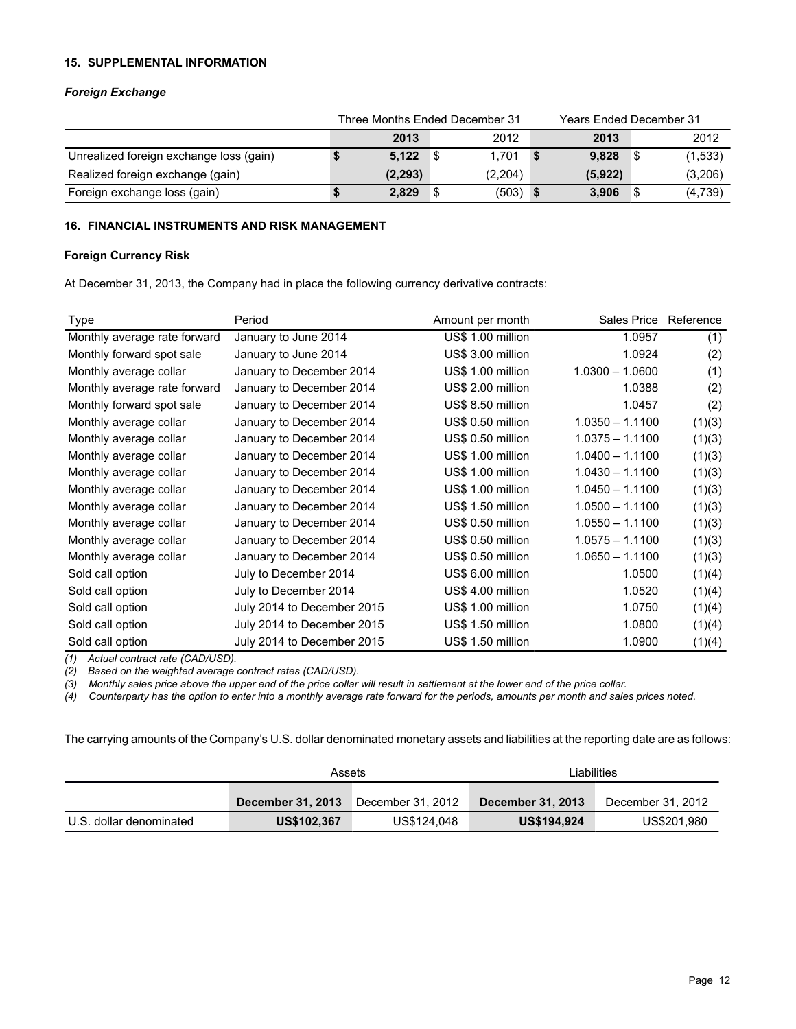## 15. SUPPLEMENTAL INFORMATION

### *Foreign Exchange*

| | Three Months Ended December 31 | | Years Ended December 31 | |
|---|---|---|---|---|
| | **2013** | 2012 | **2013** | 2012 |
| Unrealized foreign exchange loss (gain) | **$ 5,122** | $ 1,701 | **$ 9,828** | $ (1,533) |
| Realized foreign exchange (gain) | **(2,293)** | (2,204) | **(5,922)** | (3,206) |
| Foreign exchange loss (gain) | **$ 2,829** | $ (503) | **$ 3,906** | $ (4,739) |

## 16. FINANCIAL INSTRUMENTS AND RISK MANAGEMENT

### Foreign Currency Risk

At December 31, 2013, the Company had in place the following currency derivative contracts:

| Type | Period | Amount per month | Sales Price | Reference |
|---|---|---|---|---|
| Monthly average rate forward | January to June 2014 | US$ 1.00 million | 1.0957 | (1) |
| Monthly forward spot sale | January to June 2014 | US$ 3.00 million | 1.0924 | (2) |
| Monthly average collar | January to December 2014 | US$ 1.00 million | 1.0300 – 1.0600 | (1) |
| Monthly average rate forward | January to December 2014 | US$ 2.00 million | 1.0388 | (2) |
| Monthly forward spot sale | January to December 2014 | US$ 8.50 million | 1.0457 | (2) |
| Monthly average collar | January to December 2014 | US$ 0.50 million | 1.0350 – 1.1100 | (1)(3) |
| Monthly average collar | January to December 2014 | US$ 0.50 million | 1.0375 – 1.1100 | (1)(3) |
| Monthly average collar | January to December 2014 | US$ 1.00 million | 1.0400 – 1.1100 | (1)(3) |
| Monthly average collar | January to December 2014 | US$ 1.00 million | 1.0430 – 1.1100 | (1)(3) |
| Monthly average collar | January to December 2014 | US$ 1.00 million | 1.0450 – 1.1100 | (1)(3) |
| Monthly average collar | January to December 2014 | US$ 1.50 million | 1.0500 – 1.1100 | (1)(3) |
| Monthly average collar | January to December 2014 | US$ 0.50 million | 1.0550 – 1.1100 | (1)(3) |
| Monthly average collar | January to December 2014 | US$ 0.50 million | 1.0575 – 1.1100 | (1)(3) |
| Monthly average collar | January to December 2014 | US$ 0.50 million | 1.0650 – 1.1100 | (1)(3) |
| Sold call option | July to December 2014 | US$ 6.00 million | 1.0500 | (1)(4) |
| Sold call option | July to December 2014 | US$ 4.00 million | 1.0520 | (1)(4) |
| Sold call option | July 2014 to December 2015 | US$ 1.00 million | 1.0750 | (1)(4) |
| Sold call option | July 2014 to December 2015 | US$ 1.50 million | 1.0800 | (1)(4) |
| Sold call option | July 2014 to December 2015 | US$ 1.50 million | 1.0900 | (1)(4) |

*(1) Actual contract rate (CAD/USD).*
*(2) Based on the weighted average contract rates (CAD/USD).*
*(3) Monthly sales price above the upper end of the price collar will result in settlement at the lower end of the price collar.*
*(4) Counterparty has the option to enter into a monthly average rate forward for the periods, amounts per month and sales prices noted.*

The carrying amounts of the Company's U.S. dollar denominated monetary assets and liabilities at the reporting date are as follows:

| | Assets | | Liabilities | |
|---|---|---|---|---|
| | **December 31, 2013** | December 31, 2012 | **December 31, 2013** | December 31, 2012 |
| U.S. dollar denominated | **US$102,367** | US$124,048 | **US$194,924** | US$201,980 |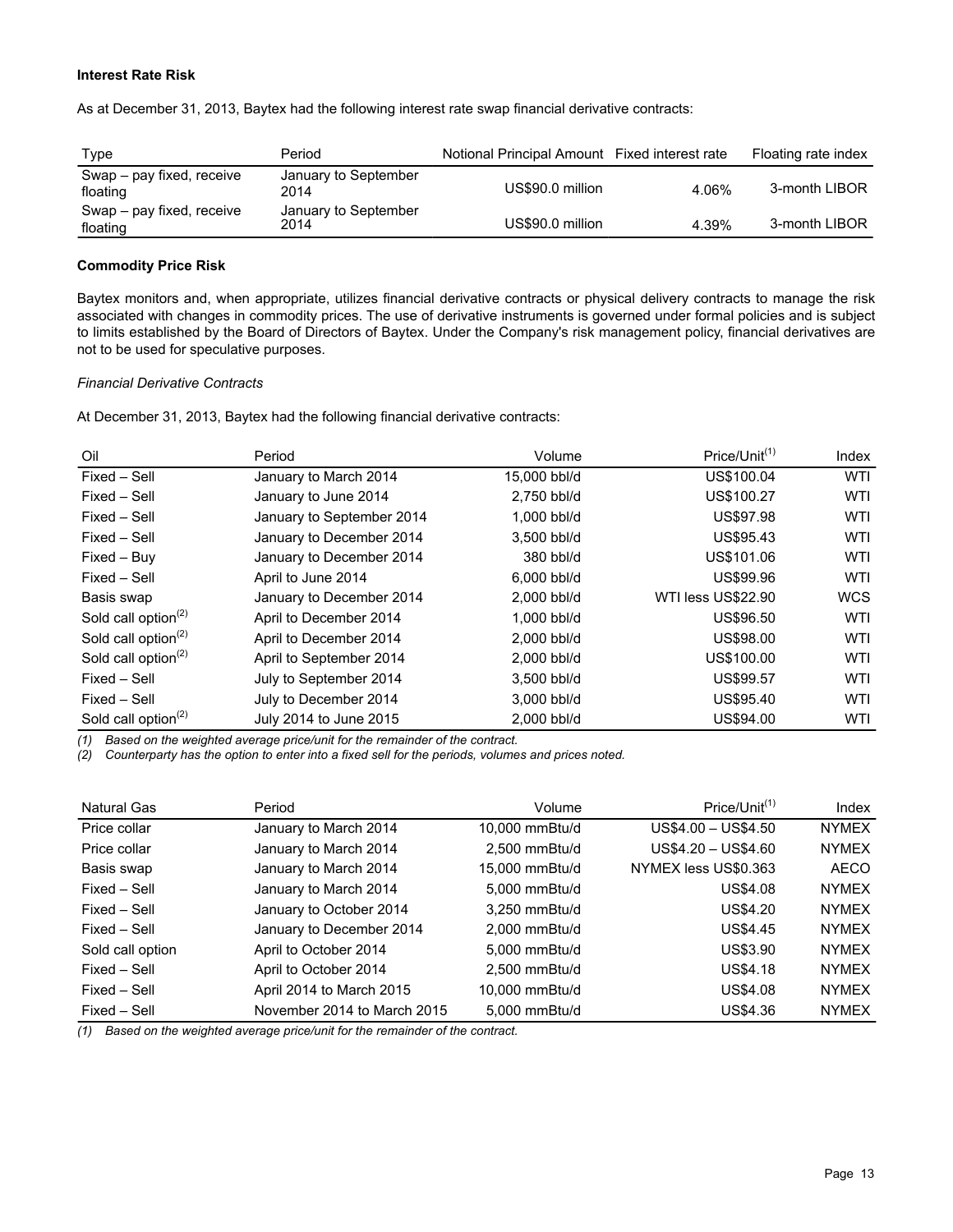**Interest Rate Risk**

As at December 31, 2013, Baytex had the following interest rate swap financial derivative contracts:

| Type | Period | Notional Principal Amount | Fixed interest rate | Floating rate index |
|---|---|---|---|---|
| Swap – pay fixed, receive floating | January to September 2014 | US$90.0 million | 4.06% | 3-month LIBOR |
| Swap – pay fixed, receive floating | January to September 2014 | US$90.0 million | 4.39% | 3-month LIBOR |

**Commodity Price Risk**

Baytex monitors and, when appropriate, utilizes financial derivative contracts or physical delivery contracts to manage the risk associated with changes in commodity prices. The use of derivative instruments is governed under formal policies and is subject to limits established by the Board of Directors of Baytex. Under the Company's risk management policy, financial derivatives are not to be used for speculative purposes.

*Financial Derivative Contracts*

At December 31, 2013, Baytex had the following financial derivative contracts:

| Oil | Period | Volume | Price/Unit[(1)] | Index |
|---|---|---|---|---|
| Fixed – Sell | January to March 2014 | 15,000 bbl/d | US$100.04 | WTI |
| Fixed – Sell | January to June 2014 | 2,750 bbl/d | US$100.27 | WTI |
| Fixed – Sell | January to September 2014 | 1,000 bbl/d | US$97.98 | WTI |
| Fixed – Sell | January to December 2014 | 3,500 bbl/d | US$95.43 | WTI |
| Fixed – Buy | January to December 2014 | 380 bbl/d | US$101.06 | WTI |
| Fixed – Sell | April to June 2014 | 6,000 bbl/d | US$99.96 | WTI |
| Basis swap | January to December 2014 | 2,000 bbl/d | WTI less US$22.90 | WCS |
| Sold call option[(2)] | April to December 2014 | 1,000 bbl/d | US$96.50 | WTI |
| Sold call option[(2)] | April to December 2014 | 2,000 bbl/d | US$98.00 | WTI |
| Sold call option[(2)] | April to September 2014 | 2,000 bbl/d | US$100.00 | WTI |
| Fixed – Sell | July to September 2014 | 3,500 bbl/d | US$99.57 | WTI |
| Fixed – Sell | July to December 2014 | 3,000 bbl/d | US$95.40 | WTI |
| Sold call option[(2)] | July 2014 to June 2015 | 2,000 bbl/d | US$94.00 | WTI |

*(1) Based on the weighted average price/unit for the remainder of the contract.*
*(2) Counterparty has the option to enter into a fixed sell for the periods, volumes and prices noted.*

| Natural Gas | Period | Volume | Price/Unit[(1)] | Index |
|---|---|---|---|---|
| Price collar | January to March 2014 | 10,000 mmBtu/d | US$4.00 – US$4.50 | NYMEX |
| Price collar | January to March 2014 | 2,500 mmBtu/d | US$4.20 – US$4.60 | NYMEX |
| Basis swap | January to March 2014 | 15,000 mmBtu/d | NYMEX less US$0.363 | AECO |
| Fixed – Sell | January to March 2014 | 5,000 mmBtu/d | US$4.08 | NYMEX |
| Fixed – Sell | January to October 2014 | 3,250 mmBtu/d | US$4.20 | NYMEX |
| Fixed – Sell | January to December 2014 | 2,000 mmBtu/d | US$4.45 | NYMEX |
| Sold call option | April to October 2014 | 5,000 mmBtu/d | US$3.90 | NYMEX |
| Fixed – Sell | April to October 2014 | 2,500 mmBtu/d | US$4.18 | NYMEX |
| Fixed – Sell | April 2014 to March 2015 | 10,000 mmBtu/d | US$4.08 | NYMEX |
| Fixed – Sell | November 2014 to March 2015 | 5,000 mmBtu/d | US$4.36 | NYMEX |

*(1) Based on the weighted average price/unit for the remainder of the contract.*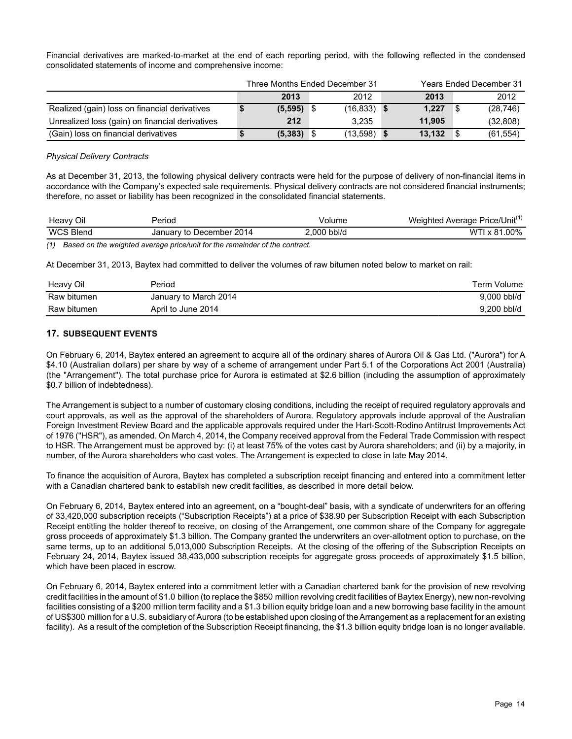Financial derivatives are marked-to-market at the end of each reporting period, with the following reflected in the condensed consolidated statements of income and comprehensive income:

| | Three Months Ended December 31 | | Years Ended December 31 | |
|---|---|---|---|---|
| | **2013** | 2012 | **2013** | 2012 |
| Realized (gain) loss on financial derivatives | **$ (5,595)** | $ (16,833) | **$ 1,227** | $ (28,746) |
| Unrealized loss (gain) on financial derivatives | **212** | 3,235 | **11,905** | (32,808) |
| (Gain) loss on financial derivatives | **$ (5,383)** | $ (13,598) | **$ 13,132** | $ (61,554) |

*Physical Delivery Contracts*

As at December 31, 2013, the following physical delivery contracts were held for the purpose of delivery of non-financial items in accordance with the Company's expected sale requirements. Physical delivery contracts are not considered financial instruments; therefore, no asset or liability has been recognized in the consolidated financial statements.

| Heavy Oil | Period | Volume | Weighted Average Price/Unit[1] |
|---|---|---|---|
| WCS Blend | January to December 2014 | 2,000 bbl/d | WTI x 81.00% |

*(1) Based on the weighted average price/unit for the remainder of the contract.*

At December 31, 2013, Baytex had committed to deliver the volumes of raw bitumen noted below to market on rail:

| Heavy Oil | Period | Term Volume |
|---|---|---|
| Raw bitumen | January to March 2014 | 9,000 bbl/d |
| Raw bitumen | April to June 2014 | 9,200 bbl/d |

## 17. SUBSEQUENT EVENTS

On February 6, 2014, Baytex entered an agreement to acquire all of the ordinary shares of Aurora Oil & Gas Ltd. ("Aurora") for A $4.10 (Australian dollars) per share by way of a scheme of arrangement under Part 5.1 of the Corporations Act 2001 (Australia) (the "Arrangement"). The total purchase price for Aurora is estimated at $2.6 billion (including the assumption of approximately $0.7 billion of indebtedness).

The Arrangement is subject to a number of customary closing conditions, including the receipt of required regulatory approvals and court approvals, as well as the approval of the shareholders of Aurora. Regulatory approvals include approval of the Australian Foreign Investment Review Board and the applicable approvals required under the Hart-Scott-Rodino Antitrust Improvements Act of 1976 ("HSR"), as amended. On March 4, 2014, the Company received approval from the Federal Trade Commission with respect to HSR. The Arrangement must be approved by: (i) at least 75% of the votes cast by Aurora shareholders; and (ii) by a majority, in number, of the Aurora shareholders who cast votes. The Arrangement is expected to close in late May 2014.

To finance the acquisition of Aurora, Baytex has completed a subscription receipt financing and entered into a commitment letter with a Canadian chartered bank to establish new credit facilities, as described in more detail below.

On February 6, 2014, Baytex entered into an agreement, on a "bought-deal" basis, with a syndicate of underwriters for an offering of 33,420,000 subscription receipts ("Subscription Receipts") at a price of $38.90 per Subscription Receipt with each Subscription Receipt entitling the holder thereof to receive, on closing of the Arrangement, one common share of the Company for aggregate gross proceeds of approximately $1.3 billion. The Company granted the underwriters an over-allotment option to purchase, on the same terms, up to an additional 5,013,000 Subscription Receipts. At the closing of the offering of the Subscription Receipts on February 24, 2014, Baytex issued 38,433,000 subscription receipts for aggregate gross proceeds of approximately $1.5 billion, which have been placed in escrow.

On February 6, 2014, Baytex entered into a commitment letter with a Canadian chartered bank for the provision of new revolving credit facilities in the amount of $1.0 billion (to replace the $850 million revolving credit facilities of Baytex Energy), new non-revolving facilities consisting of a $200 million term facility and a $1.3 billion equity bridge loan and a new borrowing base facility in the amount of US$300 million for a U.S. subsidiary of Aurora (to be established upon closing of the Arrangement as a replacement for an existing facility). As a result of the completion of the Subscription Receipt financing, the $1.3 billion equity bridge loan is no longer available.